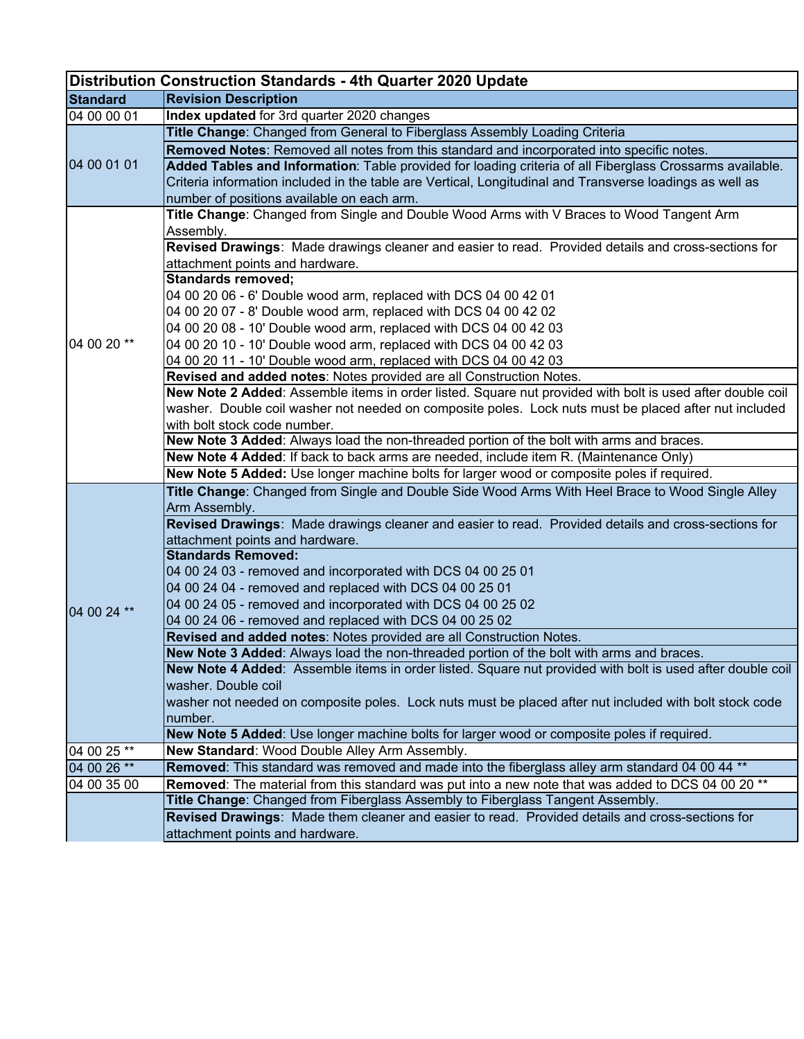| Distribution Construction Standards - 4th Quarter 2020 Update | |
|---|---|
| **Standard** | **Revision Description** |
| 04 00 00 01 | **Index updated** for 3rd quarter 2020 changes |
| 04 00 01 01 | **Title Change**: Changed from General to Fiberglass Assembly Loading Criteria |
| | **Removed Notes**: Removed all notes from this standard and incorporated into specific notes. |
| | **Added Tables and Information**: Table provided for loading criteria of all Fiberglass Crossarms available. Criteria information included in the table are Vertical, Longitudinal and Transverse loadings as well as number of positions available on each arm. |
| 04 00 20 ** | **Title Change**: Changed from Single and Double Wood Arms with V Braces to Wood Tangent Arm Assembly. |
| | **Revised Drawings**: Made drawings cleaner and easier to read. Provided details and cross-sections for attachment points and hardware. |
| | **Standards removed;**<br>04 00 20 06 - 6' Double wood arm, replaced with DCS 04 00 42 01<br>04 00 20 07 - 8' Double wood arm, replaced with DCS 04 00 42 02<br>04 00 20 08 - 10' Double wood arm, replaced with DCS 04 00 42 03<br>04 00 20 10 - 10' Double wood arm, replaced with DCS 04 00 42 03<br>04 00 20 11 - 10' Double wood arm, replaced with DCS 04 00 42 03 |
| | **Revised and added notes**: Notes provided are all Construction Notes. |
| | **New Note 2 Added**: Assemble items in order listed. Square nut provided with bolt is used after double coil washer. Double coil washer not needed on composite poles. Lock nuts must be placed after nut included with bolt stock code number. |
| | **New Note 3 Added**: Always load the non-threaded portion of the bolt with arms and braces. |
| | **New Note 4 Added**: If back to back arms are needed, include item R. (Maintenance Only) |
| | **New Note 5 Added:** Use longer machine bolts for larger wood or composite poles if required. |
| 04 00 24 ** | **Title Change**: Changed from Single and Double Side Wood Arms With Heel Brace to Wood Single Alley Arm Assembly. |
| | **Revised Drawings**: Made drawings cleaner and easier to read. Provided details and cross-sections for attachment points and hardware. |
| | **Standards Removed:**<br>04 00 24 03 - removed and incorporated with DCS 04 00 25 01<br>04 00 24 04 - removed and replaced with DCS 04 00 25 01<br>04 00 24 05 - removed and incorporated with DCS 04 00 25 02<br>04 00 24 06 - removed and replaced with DCS 04 00 25 02 |
| | **Revised and added notes**: Notes provided are all Construction Notes. |
| | **New Note 3 Added**: Always load the non-threaded portion of the bolt with arms and braces. |
| | **New Note 4 Added**: Assemble items in order listed. Square nut provided with bolt is used after double coil washer. Double coil washer not needed on composite poles. Lock nuts must be placed after nut included with bolt stock code number. |
| | **New Note 5 Added**: Use longer machine bolts for larger wood or composite poles if required. |
| 04 00 25 ** | **New Standard**: Wood Double Alley Arm Assembly. |
| 04 00 26 ** | **Removed**: This standard was removed and made into the fiberglass alley arm standard 04 00 44 ** |
| 04 00 35 00 | **Removed**: The material from this standard was put into a new note that was added to DCS 04 00 20 ** |
| | **Title Change**: Changed from Fiberglass Assembly to Fiberglass Tangent Assembly. |
| | **Revised Drawings**: Made them cleaner and easier to read. Provided details and cross-sections for attachment points and hardware. |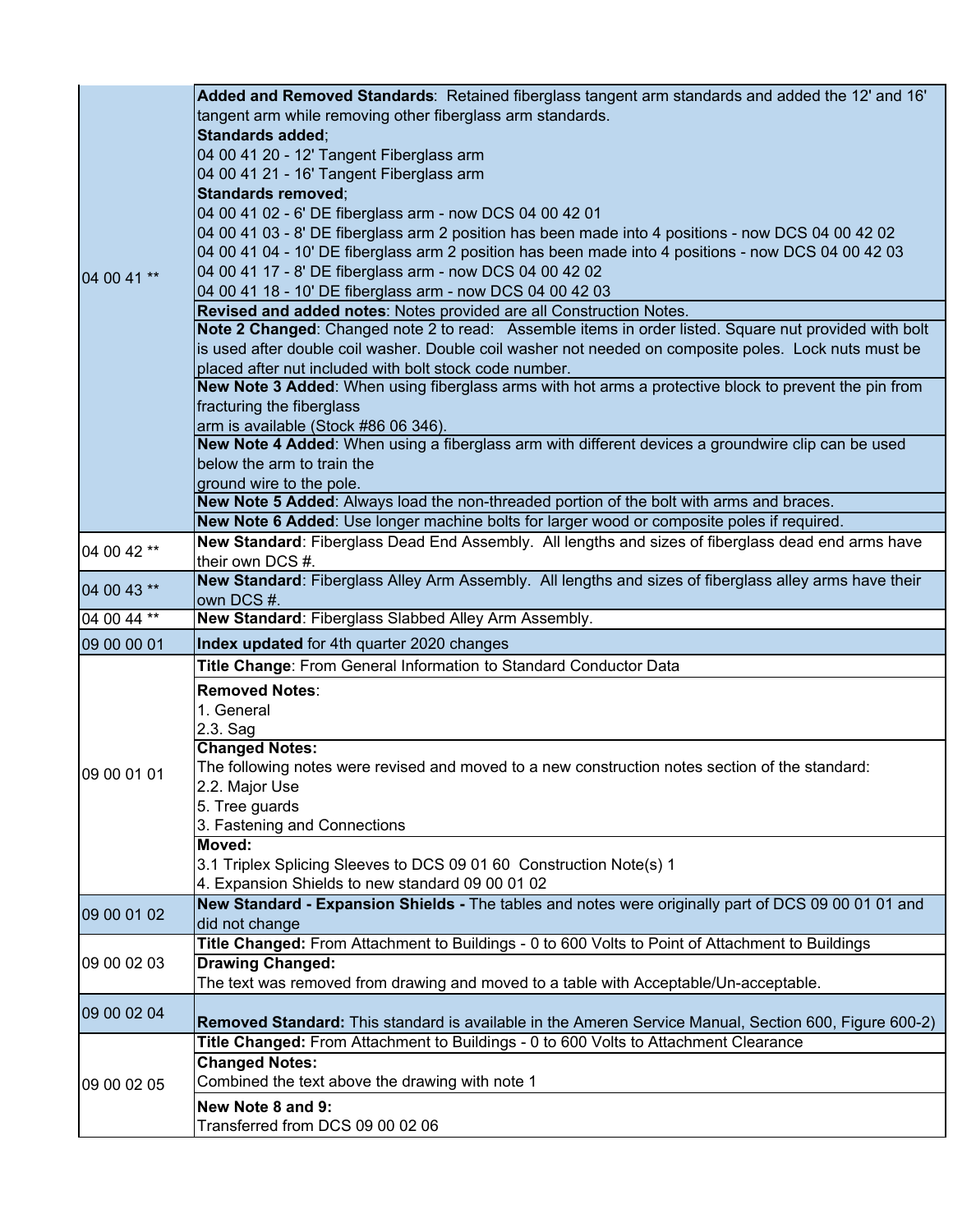| | |
|---|---|
| 04 00 41 ** | **Added and Removed Standards**: Retained fiberglass tangent arm standards and added the 12' and 16' tangent arm while removing other fiberglass arm standards.<br>**Standards added**;<br>04 00 41 20 - 12' Tangent Fiberglass arm<br>04 00 41 21 - 16' Tangent Fiberglass arm<br>**Standards removed**;<br>04 00 41 02 - 6' DE fiberglass arm - now DCS 04 00 42 01<br>04 00 41 03 - 8' DE fiberglass arm 2 position has been made into 4 positions - now DCS 04 00 42 02<br>04 00 41 04 - 10' DE fiberglass arm 2 position has been made into 4 positions - now DCS 04 00 42 03<br>04 00 41 17 - 8' DE fiberglass arm - now DCS 04 00 42 02<br>04 00 41 18 - 10' DE fiberglass arm - now DCS 04 00 42 03 |
| | **Revised and added notes**: Notes provided are all Construction Notes. |
| | **Note 2 Changed**: Changed note 2 to read: Assemble items in order listed. Square nut provided with bolt is used after double coil washer. Double coil washer not needed on composite poles. Lock nuts must be placed after nut included with bolt stock code number. |
| | **New Note 3 Added**: When using fiberglass arms with hot arms a protective block to prevent the pin from fracturing the fiberglass arm is available (Stock #86 06 346). |
| | **New Note 4 Added**: When using a fiberglass arm with different devices a groundwire clip can be used below the arm to train the ground wire to the pole. |
| | **New Note 5 Added**: Always load the non-threaded portion of the bolt with arms and braces. |
| | **New Note 6 Added**: Use longer machine bolts for larger wood or composite poles if required. |
| 04 00 42 ** | **New Standard**: Fiberglass Dead End Assembly. All lengths and sizes of fiberglass dead end arms have their own DCS #. |
| 04 00 43 ** | **New Standard**: Fiberglass Alley Arm Assembly. All lengths and sizes of fiberglass alley arms have their own DCS #. |
| 04 00 44 ** | **New Standard**: Fiberglass Slabbed Alley Arm Assembly. |
| 09 00 00 01 | **Index updated** for 4th quarter 2020 changes |
| 09 00 01 01 | **Title Change**: From General Information to Standard Conductor Data |
| | **Removed Notes**:<br>1. General<br>2.3. Sag |
| | **Changed Notes:**<br>The following notes were revised and moved to a new construction notes section of the standard:<br>2.2. Major Use<br>5. Tree guards<br>3. Fastening and Connections |
| | **Moved:**<br>3.1 Triplex Splicing Sleeves to DCS 09 01 60 Construction Note(s) 1<br>4. Expansion Shields to new standard 09 00 01 02 |
| 09 00 01 02 | **New Standard - Expansion Shields -** The tables and notes were originally part of DCS 09 00 01 01 and did not change |
| 09 00 02 03 | **Title Changed:** From Attachment to Buildings - 0 to 600 Volts to Point of Attachment to Buildings |
| | **Drawing Changed:**<br>The text was removed from drawing and moved to a table with Acceptable/Un-acceptable. |
| 09 00 02 04 | **Removed Standard:** This standard is available in the Ameren Service Manual, Section 600, Figure 600-2) |
| 09 00 02 05 | **Title Changed:** From Attachment to Buildings - 0 to 600 Volts to Attachment Clearance |
| | **Changed Notes:**<br>Combined the text above the drawing with note 1 |
| | **New Note 8 and 9:**<br>Transferred from DCS 09 00 02 06 |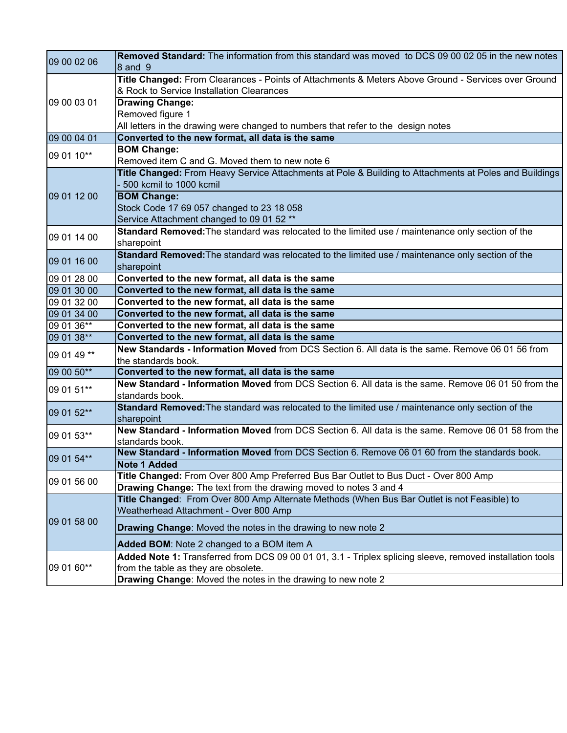| | |
|---|---|
| 09 00 02 06 | **Removed Standard:** The information from this standard was moved to DCS 09 00 02 05 in the new notes 8 and 9 |
| 09 00 03 01 | **Title Changed:** From Clearances - Points of Attachments & Meters Above Ground - Services over Ground & Rock to Service Installation Clearances<br>**Drawing Change:**<br>Removed figure 1<br>All letters in the drawing were changed to numbers that refer to the design notes |
| 09 00 04 01 | **Converted to the new format, all data is the same** |
| 09 01 10** | **BOM Change:**<br>Removed item C and G. Moved them to new note 6 |
| 09 01 12 00 | **Title Changed:** From Heavy Service Attachments at Pole & Building to Attachments at Poles and Buildings - 500 kcmil to 1000 kcmil<br>**BOM Change:**<br>Stock Code 17 69 057 changed to 23 18 058<br>Service Attachment changed to 09 01 52 ** |
| 09 01 14 00 | **Standard Removed:**The standard was relocated to the limited use / maintenance only section of the sharepoint |
| 09 01 16 00 | **Standard Removed:**The standard was relocated to the limited use / maintenance only section of the sharepoint |
| 09 01 28 00 | **Converted to the new format, all data is the same** |
| 09 01 30 00 | **Converted to the new format, all data is the same** |
| 09 01 32 00 | **Converted to the new format, all data is the same** |
| 09 01 34 00 | **Converted to the new format, all data is the same** |
| 09 01 36** | **Converted to the new format, all data is the same** |
| 09 01 38** | **Converted to the new format, all data is the same** |
| 09 01 49 ** | **New Standards - Information Moved** from DCS Section 6. All data is the same. Remove 06 01 56 from the standards book. |
| 09 00 50** | **Converted to the new format, all data is the same** |
| 09 01 51** | **New Standard - Information Moved** from DCS Section 6. All data is the same. Remove 06 01 50 from the standards book. |
| 09 01 52** | **Standard Removed:**The standard was relocated to the limited use / maintenance only section of the sharepoint |
| 09 01 53** | **New Standard - Information Moved** from DCS Section 6. All data is the same. Remove 06 01 58 from the standards book. |
| 09 01 54** | **New Standard - Information Moved** from DCS Section 6. Remove 06 01 60 from the standards book.<br>**Note 1 Added** |
| 09 01 56 00 | **Title Changed:** From Over 800 Amp Preferred Bus Bar Outlet to Bus Duct - Over 800 Amp<br>**Drawing Change:** The text from the drawing moved to notes 3 and 4 |
| 09 01 58 00 | **Title Changed**: From Over 800 Amp Alternate Methods (When Bus Bar Outlet is not Feasible) to Weatherhead Attachment - Over 800 Amp<br>**Drawing Change**: Moved the notes in the drawing to new note 2<br>**Added BOM**: Note 2 changed to a BOM item A |
| 09 01 60** | **Added Note 1:** Transferred from DCS 09 00 01 01, 3.1 - Triplex splicing sleeve, removed installation tools from the table as they are obsolete.<br>**Drawing Change**: Moved the notes in the drawing to new note 2 |